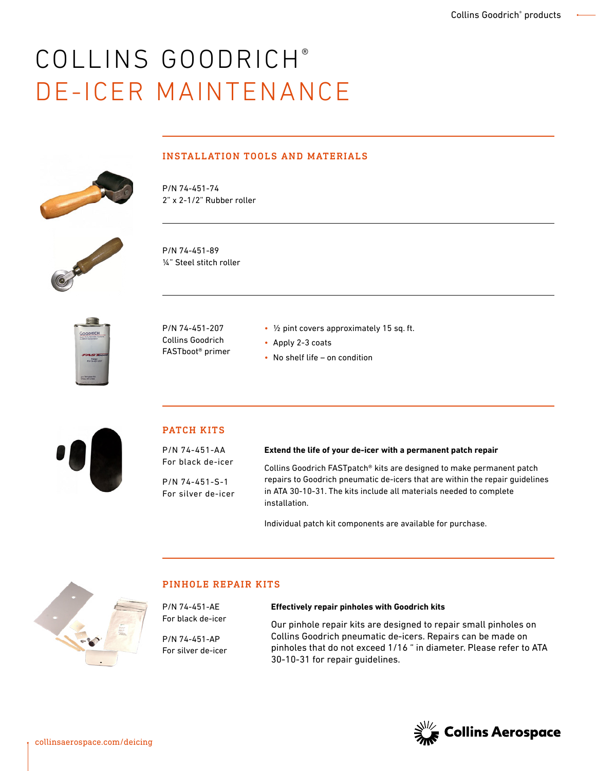# COLLINS GOODRICH®
# DE-ICER MAINTENANCE

## INSTALLATION TOOLS AND MATERIALS

P/N 74-451-74
2" x 2-1/2" Rubber roller

P/N 74-451-89
¼" Steel stitch roller

P/N 74-451-207
Collins Goodrich
FASTboot® primer

- ½ pint covers approximately 15 sq. ft.
- Apply 2-3 coats
- No shelf life – on condition

## PATCH KITS

P/N 74-451-AA
For black de-icer

P/N 74-451-S-1
For silver de-icer

**Extend the life of your de-icer with a permanent patch repair**

Collins Goodrich FASTpatch® kits are designed to make permanent patch repairs to Goodrich pneumatic de-icers that are within the repair guidelines in ATA 30-10-31. The kits include all materials needed to complete installation.

Individual patch kit components are available for purchase.

## PINHOLE REPAIR KITS

P/N 74-451-AE
For black de-icer

P/N 74-451-AP
For silver de-icer

**Effectively repair pinholes with Goodrich kits**

Our pinhole repair kits are designed to repair small pinholes on Collins Goodrich pneumatic de-icers. Repairs can be made on pinholes that do not exceed 1/16 " in diameter. Please refer to ATA 30-10-31 for repair guidelines.

collinsaerospace.com/deicing

Collins Aerospace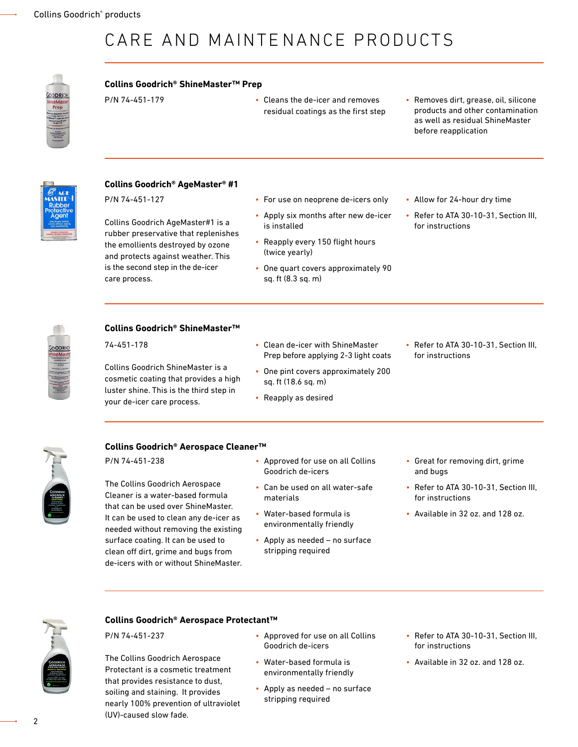# CARE AND MAINTENANCE PRODUCTS

## Collins Goodrich® ShineMaster™ Prep

P/N 74-451-179

- Cleans the de-icer and removes residual coatings as the first step
- Removes dirt, grease, oil, silicone products and other contamination as well as residual ShineMaster before reapplication

## Collins Goodrich® AgeMaster® #1

P/N 74-451-127

Collins Goodrich AgeMaster#1 is a rubber preservative that replenishes the emollients destroyed by ozone and protects against weather. This is the second step in the de-icer care process.

- For use on neoprene de-icers only
- Apply six months after new de-icer is installed
- Reapply every 150 flight hours (twice yearly)
- One quart covers approximately 90 sq. ft (8.3 sq. m)
- Allow for 24-hour dry time
- Refer to ATA 30-10-31, Section III, for instructions

## Collins Goodrich® ShineMaster™

74-451-178

Collins Goodrich ShineMaster is a cosmetic coating that provides a high luster shine. This is the third step in your de-icer care process.

- Clean de-icer with ShineMaster Prep before applying 2-3 light coats
- One pint covers approximately 200 sq. ft (18.6 sq. m)
- Reapply as desired
- Refer to ATA 30-10-31, Section III, for instructions

## Collins Goodrich® Aerospace Cleaner™

P/N 74-451-238

The Collins Goodrich Aerospace Cleaner is a water-based formula that can be used over ShineMaster. It can be used to clean any de-icer as needed without removing the existing surface coating. It can be used to clean off dirt, grime and bugs from de-icers with or without ShineMaster.

- Approved for use on all Collins Goodrich de-icers
- Can be used on all water-safe materials
- Water-based formula is environmentally friendly
- Apply as needed – no surface stripping required
- Great for removing dirt, grime and bugs
- Refer to ATA 30-10-31, Section III, for instructions
- Available in 32 oz. and 128 oz.

## Collins Goodrich® Aerospace Protectant™

P/N 74-451-237

The Collins Goodrich Aerospace Protectant is a cosmetic treatment that provides resistance to dust, soiling and staining. It provides nearly 100% prevention of ultraviolet (UV)-caused slow fade.

- Approved for use on all Collins Goodrich de-icers
- Water-based formula is environmentally friendly
- Apply as needed – no surface stripping required
- Refer to ATA 30-10-31, Section III, for instructions
- Available in 32 oz. and 128 oz.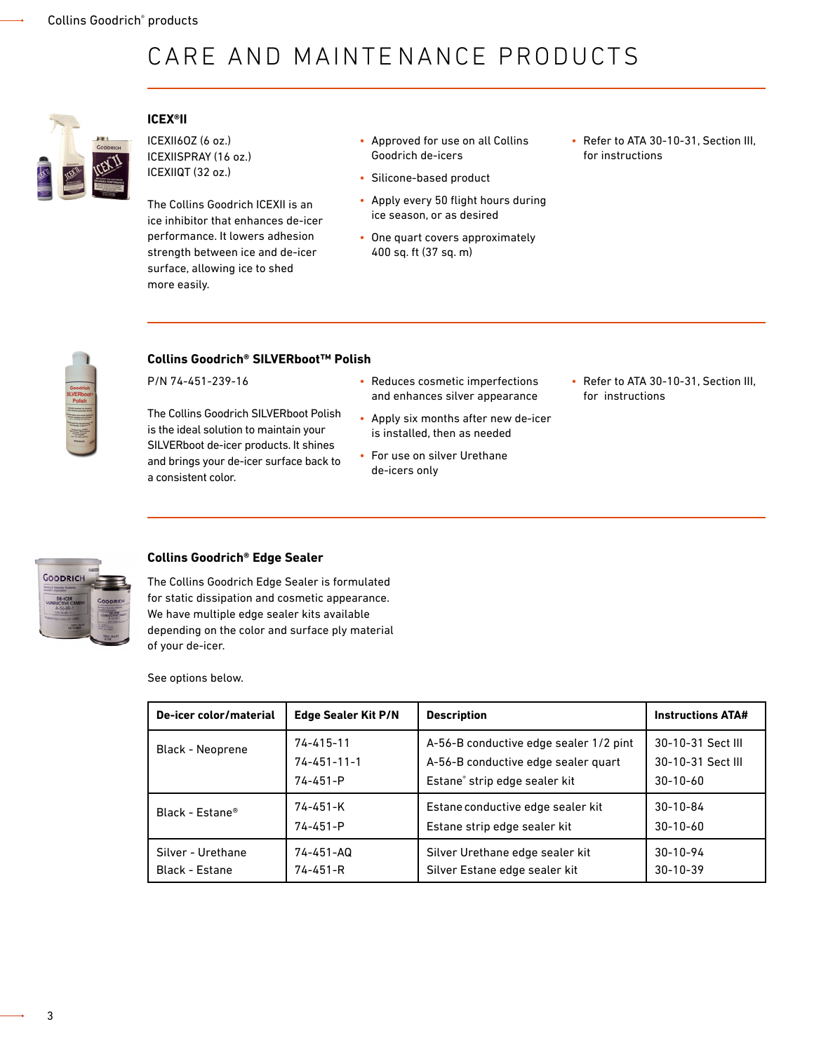# CARE AND MAINTENANCE PRODUCTS

### ICEX®II

ICEXII6OZ (6 oz.)
ICEXIISPRAY (16 oz.)
ICEXIIQT (32 oz.)

The Collins Goodrich ICEXII is an ice inhibitor that enhances de-icer performance. It lowers adhesion strength between ice and de-icer surface, allowing ice to shed more easily.

- Approved for use on all Collins Goodrich de-icers
- Silicone-based product
- Apply every 50 flight hours during ice season, or as desired
- One quart covers approximately 400 sq. ft (37 sq. m)
- Refer to ATA 30-10-31, Section III, for instructions

### Collins Goodrich® SILVERboot™ Polish

P/N 74-451-239-16

The Collins Goodrich SILVERboot Polish is the ideal solution to maintain your SILVERboot de-icer products. It shines and brings your de-icer surface back to a consistent color.

- Reduces cosmetic imperfections and enhances silver appearance
- Apply six months after new de-icer is installed, then as needed
- For use on silver Urethane de-icers only
- Refer to ATA 30-10-31, Section III, for instructions

### Collins Goodrich® Edge Sealer

The Collins Goodrich Edge Sealer is formulated for static dissipation and cosmetic appearance. We have multiple edge sealer kits available depending on the color and surface ply material of your de-icer.

See options below.

| De-icer color/material | Edge Sealer Kit P/N | Description | Instructions ATA# |
|---|---|---|---|
| Black - Neoprene | 74-415-11<br>74-451-11-1<br>74-451-P | A-56-B conductive edge sealer 1/2 pint<br>A-56-B conductive edge sealer quart<br>Estane® strip edge sealer kit | 30-10-31 Sect III<br>30-10-31 Sect III<br>30-10-60 |
| Black - Estane® | 74-451-K<br>74-451-P | Estane conductive edge sealer kit<br>Estane strip edge sealer kit | 30-10-84<br>30-10-60 |
| Silver - Urethane<br>Black - Estane | 74-451-AQ<br>74-451-R | Silver Urethane edge sealer kit<br>Silver Estane edge sealer kit | 30-10-94<br>30-10-39 |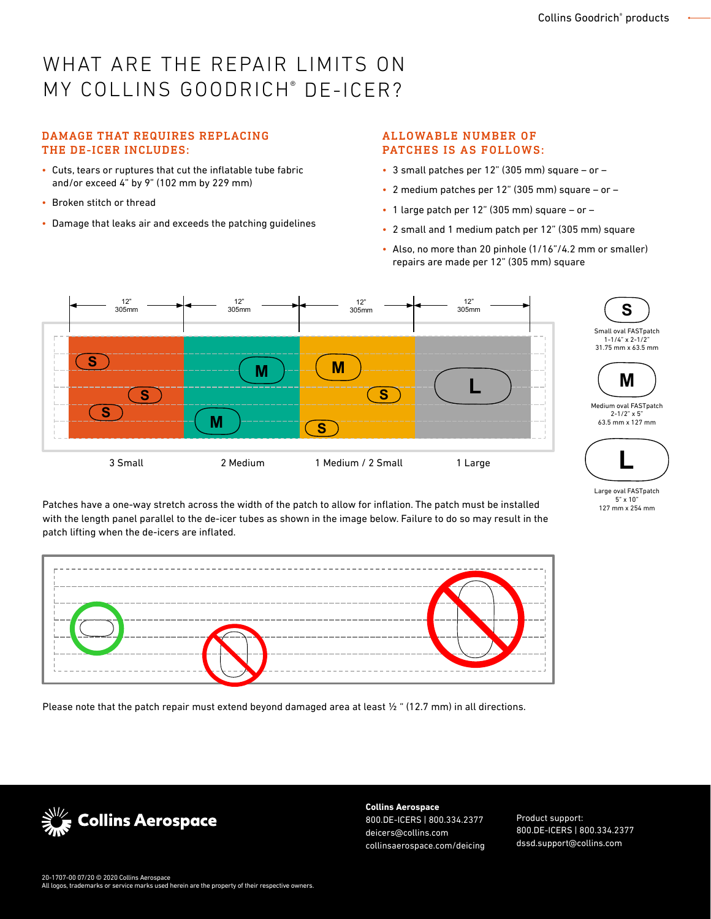# WHAT ARE THE REPAIR LIMITS ON MY COLLINS GOODRICH® DE-ICER?

## DAMAGE THAT REQUIRES REPLACING THE DE-ICER INCLUDES:

- Cuts, tears or ruptures that cut the inflatable tube fabric and/or exceed 4" by 9" (102 mm by 229 mm)
- Broken stitch or thread
- Damage that leaks air and exceeds the patching guidelines

## ALLOWABLE NUMBER OF PATCHES IS AS FOLLOWS:

- 3 small patches per 12" (305 mm) square – or –
- 2 medium patches per 12" (305 mm) square – or –
- 1 large patch per 12" (305 mm) square – or –
- 2 small and 1 medium patch per 12" (305 mm) square
- Also, no more than 20 pinhole (1/16"/4.2 mm or smaller) repairs are made per 12" (305 mm) square

12" 305mm
12" 305mm
12" 305mm
12" 305mm

S S S
M M
M S S
L

3 Small
2 Medium
1 Medium / 2 Small
1 Large

S
Small oval FASTpatch
1-1/4" x 2-1/2"
31.75 mm x 63.5 mm

M
Medium oval FASTpatch
2-1/2" x 5"
63.5 mm x 127 mm

L
Large oval FASTpatch
5" x 10"
127 mm x 254 mm

Patches have a one-way stretch across the width of the patch to allow for inflation. The patch must be installed with the length panel parallel to the de-icer tubes as shown in the image below. Failure to do so may result in the patch lifting when the de-icers are inflated.

Please note that the patch repair must extend beyond damaged area at least ½ " (12.7 mm) in all directions.

Collins Aerospace

**Collins Aerospace**
800.DE-ICERS | 800.334.2377
deicers@collins.com
collinsaerospace.com/deicing

Product support:
800.DE-ICERS | 800.334.2377
dssd.support@collins.com

20-1707-00 07/20 © 2020 Collins Aerospace
All logos, trademarks or service marks used herein are the property of their respective owners.